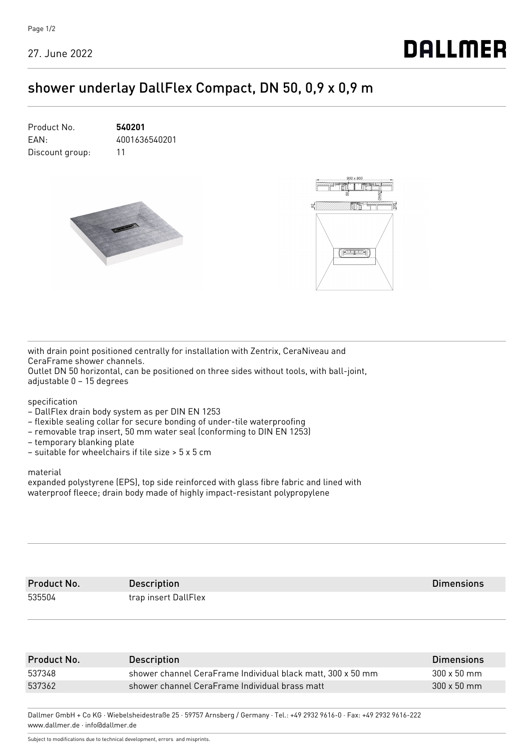27. June 2022

DALLMER

# shower underlay DallFlex Compact, DN 50, 0,9 x 0,9 m

Product No. **540201**
EAN: 4001636540201
Discount group: 11

with drain point positioned centrally for installation with Zentrix, CeraNiveau and CeraFrame shower channels.
Outlet DN 50 horizontal, can be positioned on three sides without tools, with ball-joint, adjustable 0 – 15 degrees

specification

- DallFlex drain body system as per DIN EN 1253
- flexible sealing collar for secure bonding of under-tile waterproofing
- removable trap insert, 50 mm water seal (conforming to DIN EN 1253)
- temporary blanking plate
- suitable for wheelchairs if tile size > 5 x 5 cm

material

expanded polystyrene (EPS), top side reinforced with glass fibre fabric and lined with waterproof fleece; drain body made of highly impact-resistant polypropylene

| Product No. | Description | Dimensions |
|---|---|---|
| 535504 | trap insert DallFlex | |

| Product No. | Description | Dimensions |
|---|---|---|
| 537348 | shower channel CeraFrame Individual black matt, 300 x 50 mm | 300 x 50 mm |
| 537362 | shower channel CeraFrame Individual brass matt | 300 x 50 mm |

Dallmer GmbH + Co KG · Wiebelsheidestraße 25 · 59757 Arnsberg / Germany · Tel.: +49 2932 9616-0 · Fax: +49 2932 9616-222
www.dallmer.de · info@dallmer.de

Subject to modifications due to technical development, errors and misprints.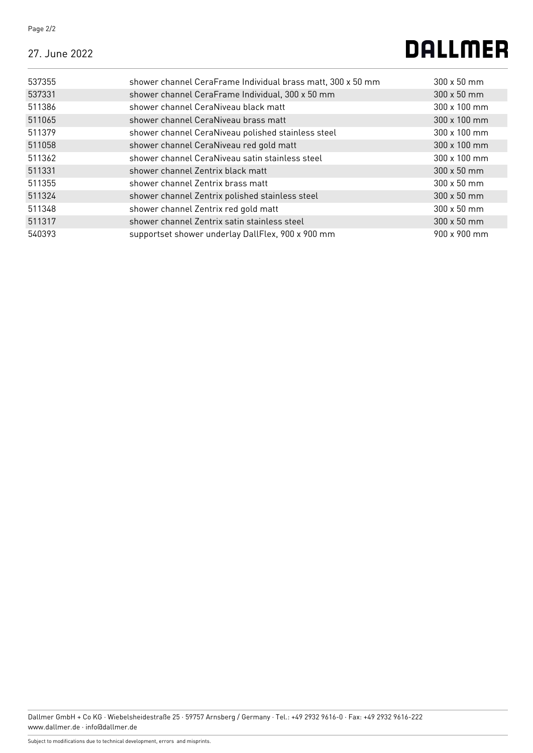| | | |
|---|---|---|
| 537355 | shower channel CeraFrame Individual brass matt, 300 x 50 mm | 300 x 50 mm |
| 537331 | shower channel CeraFrame Individual, 300 x 50 mm | 300 x 50 mm |
| 511386 | shower channel CeraNiveau black matt | 300 x 100 mm |
| 511065 | shower channel CeraNiveau brass matt | 300 x 100 mm |
| 511379 | shower channel CeraNiveau polished stainless steel | 300 x 100 mm |
| 511058 | shower channel CeraNiveau red gold matt | 300 x 100 mm |
| 511362 | shower channel CeraNiveau satin stainless steel | 300 x 100 mm |
| 511331 | shower channel Zentrix black matt | 300 x 50 mm |
| 511355 | shower channel Zentrix brass matt | 300 x 50 mm |
| 511324 | shower channel Zentrix polished stainless steel | 300 x 50 mm |
| 511348 | shower channel Zentrix red gold matt | 300 x 50 mm |
| 511317 | shower channel Zentrix satin stainless steel | 300 x 50 mm |
| 540393 | supportset shower underlay DallFlex, 900 x 900 mm | 900 x 900 mm |